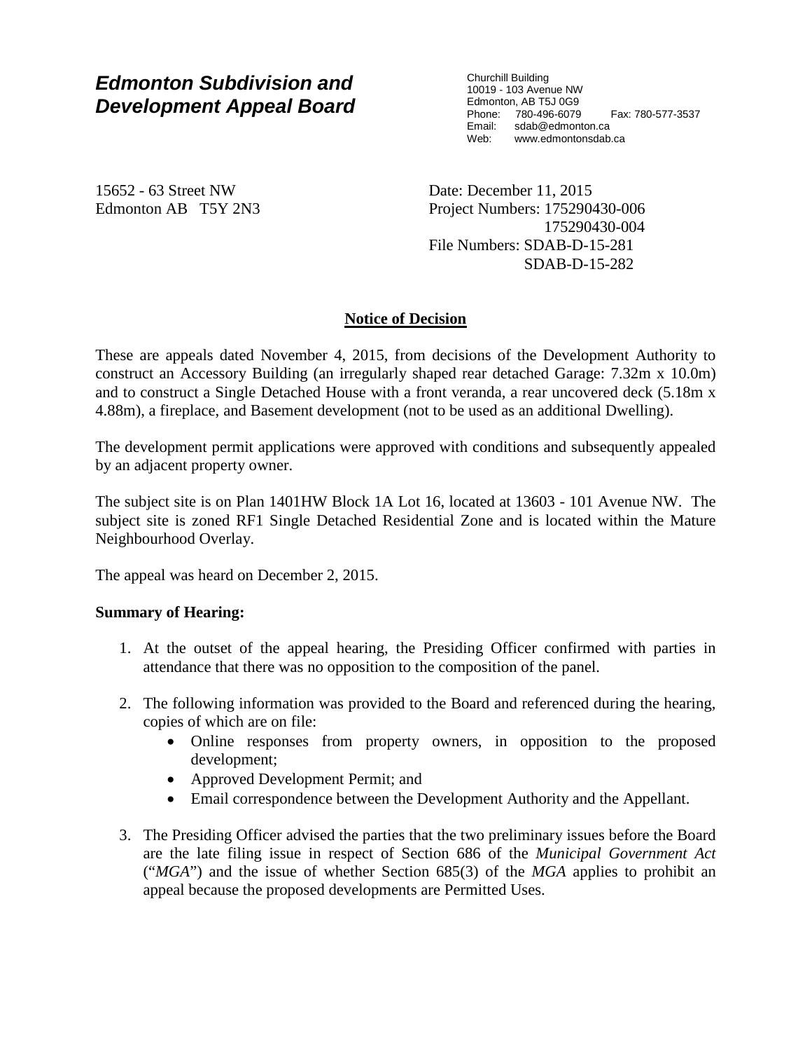# *Edmonton Subdivision and Development Appeal Board*

Churchill Building
10019 - 103 Avenue NW
Edmonton, AB T5J 0G9
Phone: 780-496-6079 Fax: 780-577-3537
Email: sdab@edmonton.ca
Web: www.edmontonsdab.ca

15652 - 63 Street NW
Edmonton AB T5Y 2N3

Date: December 11, 2015
Project Numbers: 175290430-006
175290430-004
File Numbers: SDAB-D-15-281
SDAB-D-15-282

## Notice of Decision

These are appeals dated November 4, 2015, from decisions of the Development Authority to construct an Accessory Building (an irregularly shaped rear detached Garage: 7.32m x 10.0m) and to construct a Single Detached House with a front veranda, a rear uncovered deck (5.18m x 4.88m), a fireplace, and Basement development (not to be used as an additional Dwelling).

The development permit applications were approved with conditions and subsequently appealed by an adjacent property owner.

The subject site is on Plan 1401HW Block 1A Lot 16, located at 13603 - 101 Avenue NW. The subject site is zoned RF1 Single Detached Residential Zone and is located within the Mature Neighbourhood Overlay.

The appeal was heard on December 2, 2015.

**Summary of Hearing:**

1. At the outset of the appeal hearing, the Presiding Officer confirmed with parties in attendance that there was no opposition to the composition of the panel.

2. The following information was provided to the Board and referenced during the hearing, copies of which are on file:
   - Online responses from property owners, in opposition to the proposed development;
   - Approved Development Permit; and
   - Email correspondence between the Development Authority and the Appellant.

3. The Presiding Officer advised the parties that the two preliminary issues before the Board are the late filing issue in respect of Section 686 of the *Municipal Government Act* ("*MGA*") and the issue of whether Section 685(3) of the *MGA* applies to prohibit an appeal because the proposed developments are Permitted Uses.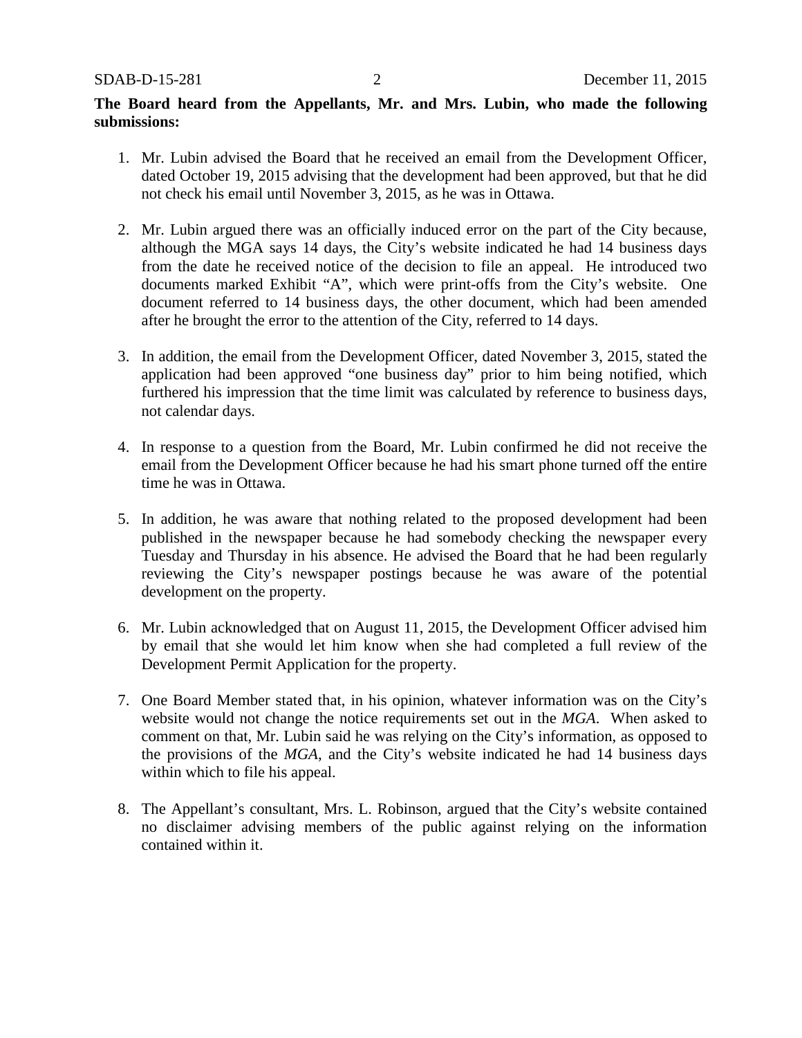**The Board heard from the Appellants, Mr. and Mrs. Lubin, who made the following submissions:**

1. Mr. Lubin advised the Board that he received an email from the Development Officer, dated October 19, 2015 advising that the development had been approved, but that he did not check his email until November 3, 2015, as he was in Ottawa.

2. Mr. Lubin argued there was an officially induced error on the part of the City because, although the MGA says 14 days, the City's website indicated he had 14 business days from the date he received notice of the decision to file an appeal. He introduced two documents marked Exhibit "A", which were print-offs from the City's website. One document referred to 14 business days, the other document, which had been amended after he brought the error to the attention of the City, referred to 14 days.

3. In addition, the email from the Development Officer, dated November 3, 2015, stated the application had been approved "one business day" prior to him being notified, which furthered his impression that the time limit was calculated by reference to business days, not calendar days.

4. In response to a question from the Board, Mr. Lubin confirmed he did not receive the email from the Development Officer because he had his smart phone turned off the entire time he was in Ottawa.

5. In addition, he was aware that nothing related to the proposed development had been published in the newspaper because he had somebody checking the newspaper every Tuesday and Thursday in his absence. He advised the Board that he had been regularly reviewing the City's newspaper postings because he was aware of the potential development on the property.

6. Mr. Lubin acknowledged that on August 11, 2015, the Development Officer advised him by email that she would let him know when she had completed a full review of the Development Permit Application for the property.

7. One Board Member stated that, in his opinion, whatever information was on the City's website would not change the notice requirements set out in the *MGA*. When asked to comment on that, Mr. Lubin said he was relying on the City's information, as opposed to the provisions of the *MGA*, and the City's website indicated he had 14 business days within which to file his appeal.

8. The Appellant's consultant, Mrs. L. Robinson, argued that the City's website contained no disclaimer advising members of the public against relying on the information contained within it.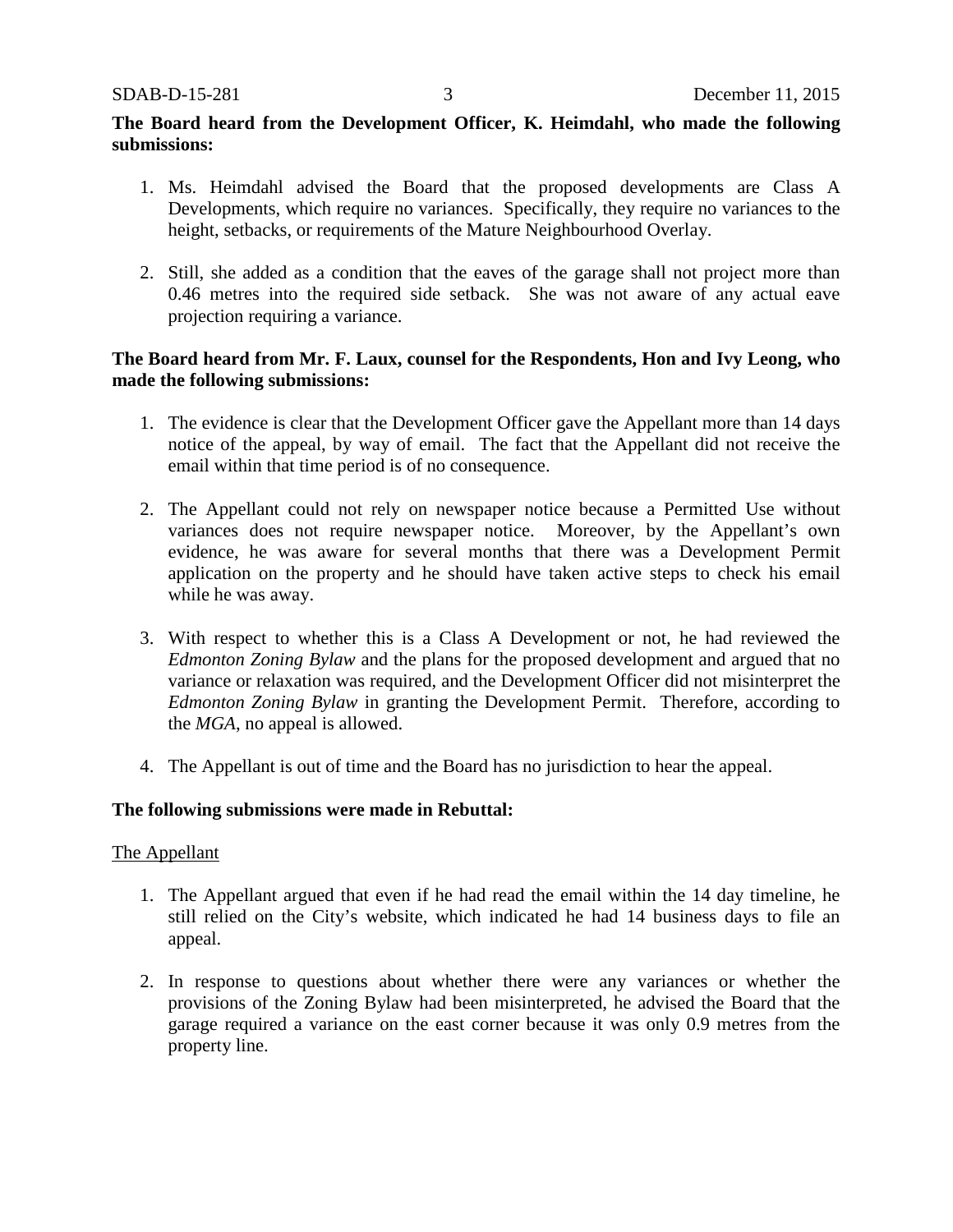**The Board heard from the Development Officer, K. Heimdahl, who made the following submissions:**

1. Ms. Heimdahl advised the Board that the proposed developments are Class A Developments, which require no variances. Specifically, they require no variances to the height, setbacks, or requirements of the Mature Neighbourhood Overlay.

2. Still, she added as a condition that the eaves of the garage shall not project more than 0.46 metres into the required side setback. She was not aware of any actual eave projection requiring a variance.

**The Board heard from Mr. F. Laux, counsel for the Respondents, Hon and Ivy Leong, who made the following submissions:**

1. The evidence is clear that the Development Officer gave the Appellant more than 14 days notice of the appeal, by way of email. The fact that the Appellant did not receive the email within that time period is of no consequence.

2. The Appellant could not rely on newspaper notice because a Permitted Use without variances does not require newspaper notice. Moreover, by the Appellant's own evidence, he was aware for several months that there was a Development Permit application on the property and he should have taken active steps to check his email while he was away.

3. With respect to whether this is a Class A Development or not, he had reviewed the *Edmonton Zoning Bylaw* and the plans for the proposed development and argued that no variance or relaxation was required, and the Development Officer did not misinterpret the *Edmonton Zoning Bylaw* in granting the Development Permit. Therefore, according to the *MGA*, no appeal is allowed.

4. The Appellant is out of time and the Board has no jurisdiction to hear the appeal.

**The following submissions were made in Rebuttal:**

The Appellant

1. The Appellant argued that even if he had read the email within the 14 day timeline, he still relied on the City's website, which indicated he had 14 business days to file an appeal.

2. In response to questions about whether there were any variances or whether the provisions of the Zoning Bylaw had been misinterpreted, he advised the Board that the garage required a variance on the east corner because it was only 0.9 metres from the property line.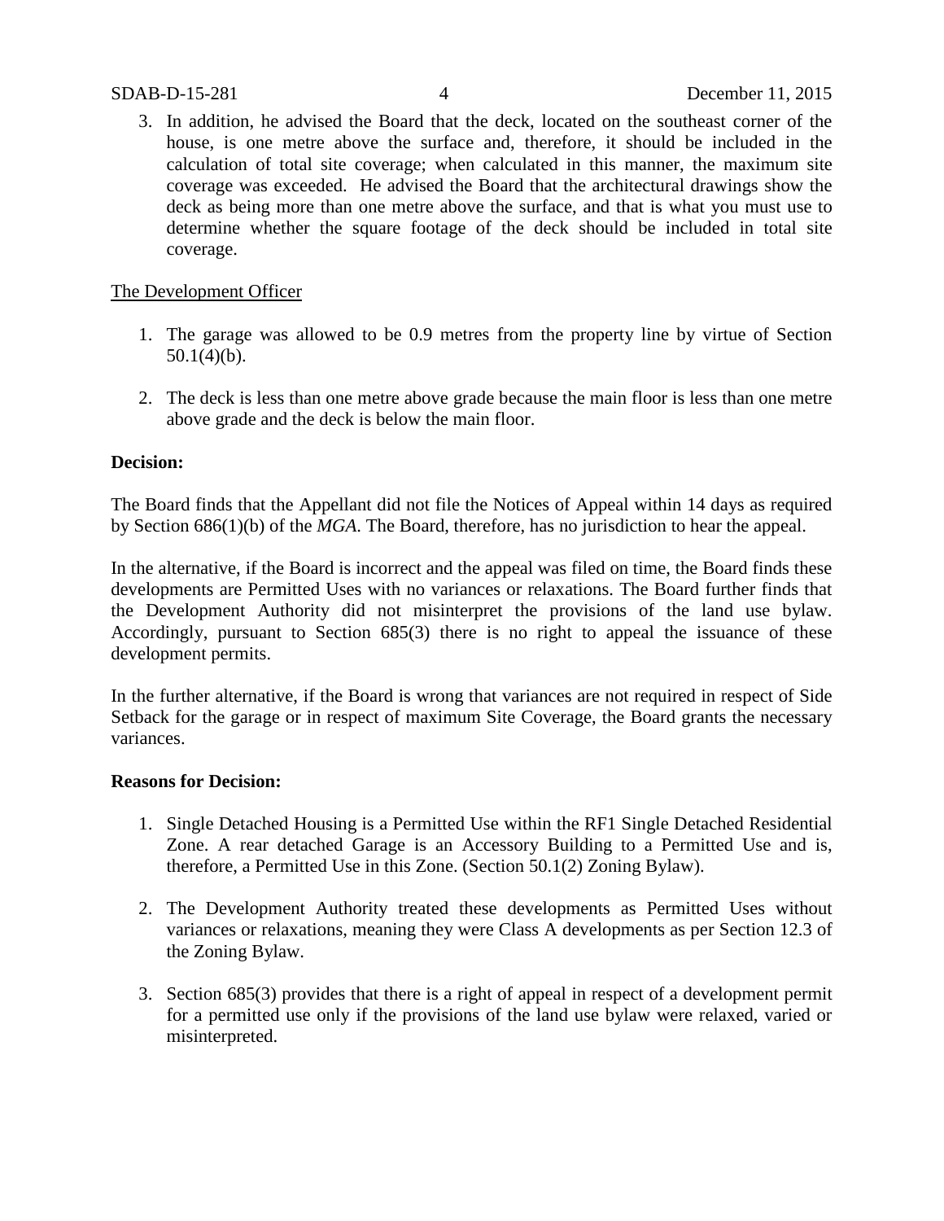3. In addition, he advised the Board that the deck, located on the southeast corner of the house, is one metre above the surface and, therefore, it should be included in the calculation of total site coverage; when calculated in this manner, the maximum site coverage was exceeded. He advised the Board that the architectural drawings show the deck as being more than one metre above the surface, and that is what you must use to determine whether the square footage of the deck should be included in total site coverage.

The Development Officer

1. The garage was allowed to be 0.9 metres from the property line by virtue of Section 50.1(4)(b).

2. The deck is less than one metre above grade because the main floor is less than one metre above grade and the deck is below the main floor.

**Decision:**

The Board finds that the Appellant did not file the Notices of Appeal within 14 days as required by Section 686(1)(b) of the *MGA*. The Board, therefore, has no jurisdiction to hear the appeal.

In the alternative, if the Board is incorrect and the appeal was filed on time, the Board finds these developments are Permitted Uses with no variances or relaxations. The Board further finds that the Development Authority did not misinterpret the provisions of the land use bylaw. Accordingly, pursuant to Section 685(3) there is no right to appeal the issuance of these development permits.

In the further alternative, if the Board is wrong that variances are not required in respect of Side Setback for the garage or in respect of maximum Site Coverage, the Board grants the necessary variances.

**Reasons for Decision:**

1. Single Detached Housing is a Permitted Use within the RF1 Single Detached Residential Zone. A rear detached Garage is an Accessory Building to a Permitted Use and is, therefore, a Permitted Use in this Zone. (Section 50.1(2) Zoning Bylaw).

2. The Development Authority treated these developments as Permitted Uses without variances or relaxations, meaning they were Class A developments as per Section 12.3 of the Zoning Bylaw.

3. Section 685(3) provides that there is a right of appeal in respect of a development permit for a permitted use only if the provisions of the land use bylaw were relaxed, varied or misinterpreted.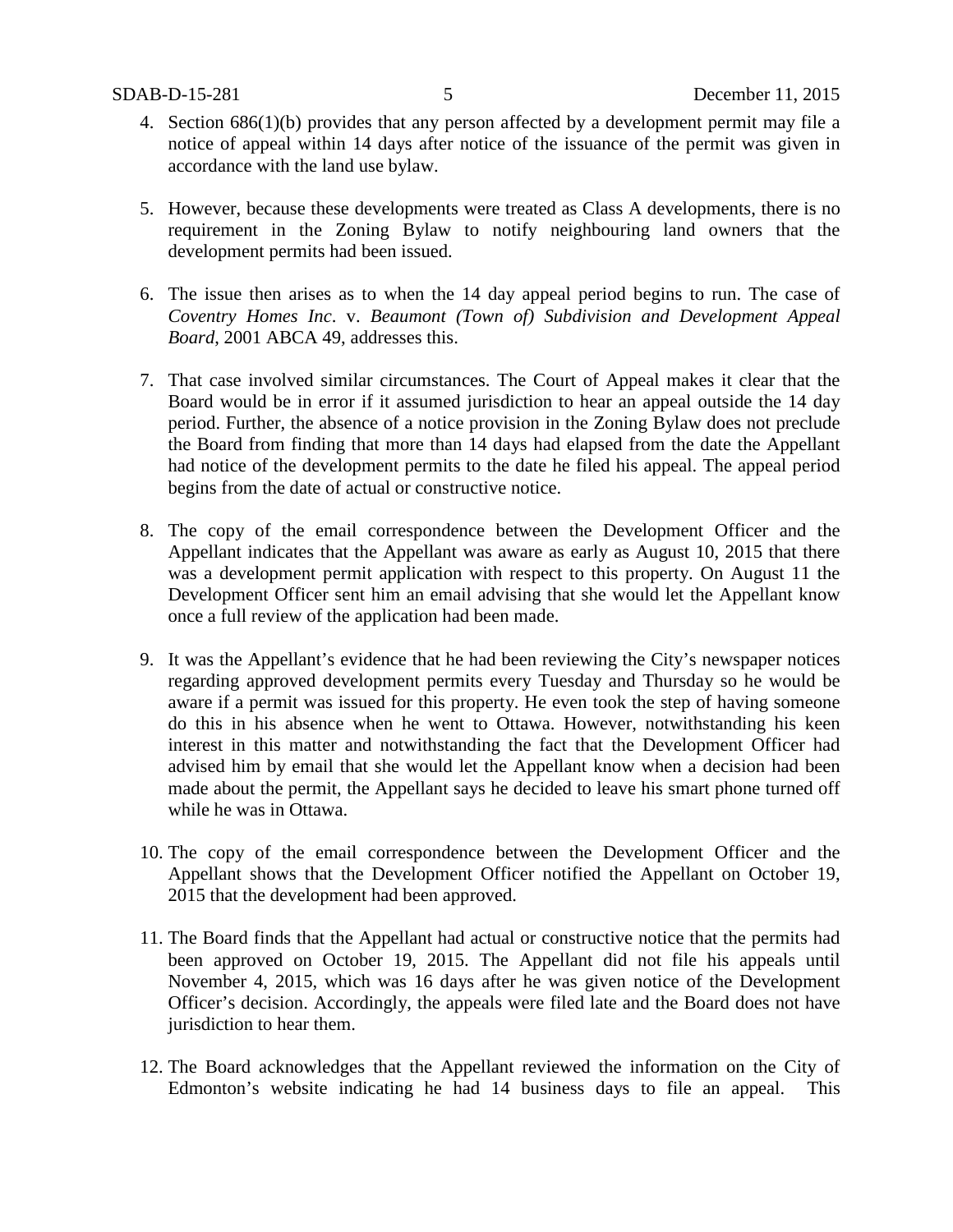4. Section 686(1)(b) provides that any person affected by a development permit may file a notice of appeal within 14 days after notice of the issuance of the permit was given in accordance with the land use bylaw.

5. However, because these developments were treated as Class A developments, there is no requirement in the Zoning Bylaw to notify neighbouring land owners that the development permits had been issued.

6. The issue then arises as to when the 14 day appeal period begins to run. The case of *Coventry Homes Inc*. v. *Beaumont (Town of) Subdivision and Development Appeal Board*, 2001 ABCA 49, addresses this.

7. That case involved similar circumstances. The Court of Appeal makes it clear that the Board would be in error if it assumed jurisdiction to hear an appeal outside the 14 day period. Further, the absence of a notice provision in the Zoning Bylaw does not preclude the Board from finding that more than 14 days had elapsed from the date the Appellant had notice of the development permits to the date he filed his appeal. The appeal period begins from the date of actual or constructive notice.

8. The copy of the email correspondence between the Development Officer and the Appellant indicates that the Appellant was aware as early as August 10, 2015 that there was a development permit application with respect to this property. On August 11 the Development Officer sent him an email advising that she would let the Appellant know once a full review of the application had been made.

9. It was the Appellant's evidence that he had been reviewing the City's newspaper notices regarding approved development permits every Tuesday and Thursday so he would be aware if a permit was issued for this property. He even took the step of having someone do this in his absence when he went to Ottawa. However, notwithstanding his keen interest in this matter and notwithstanding the fact that the Development Officer had advised him by email that she would let the Appellant know when a decision had been made about the permit, the Appellant says he decided to leave his smart phone turned off while he was in Ottawa.

10. The copy of the email correspondence between the Development Officer and the Appellant shows that the Development Officer notified the Appellant on October 19, 2015 that the development had been approved.

11. The Board finds that the Appellant had actual or constructive notice that the permits had been approved on October 19, 2015. The Appellant did not file his appeals until November 4, 2015, which was 16 days after he was given notice of the Development Officer's decision. Accordingly, the appeals were filed late and the Board does not have jurisdiction to hear them.

12. The Board acknowledges that the Appellant reviewed the information on the City of Edmonton's website indicating he had 14 business days to file an appeal. This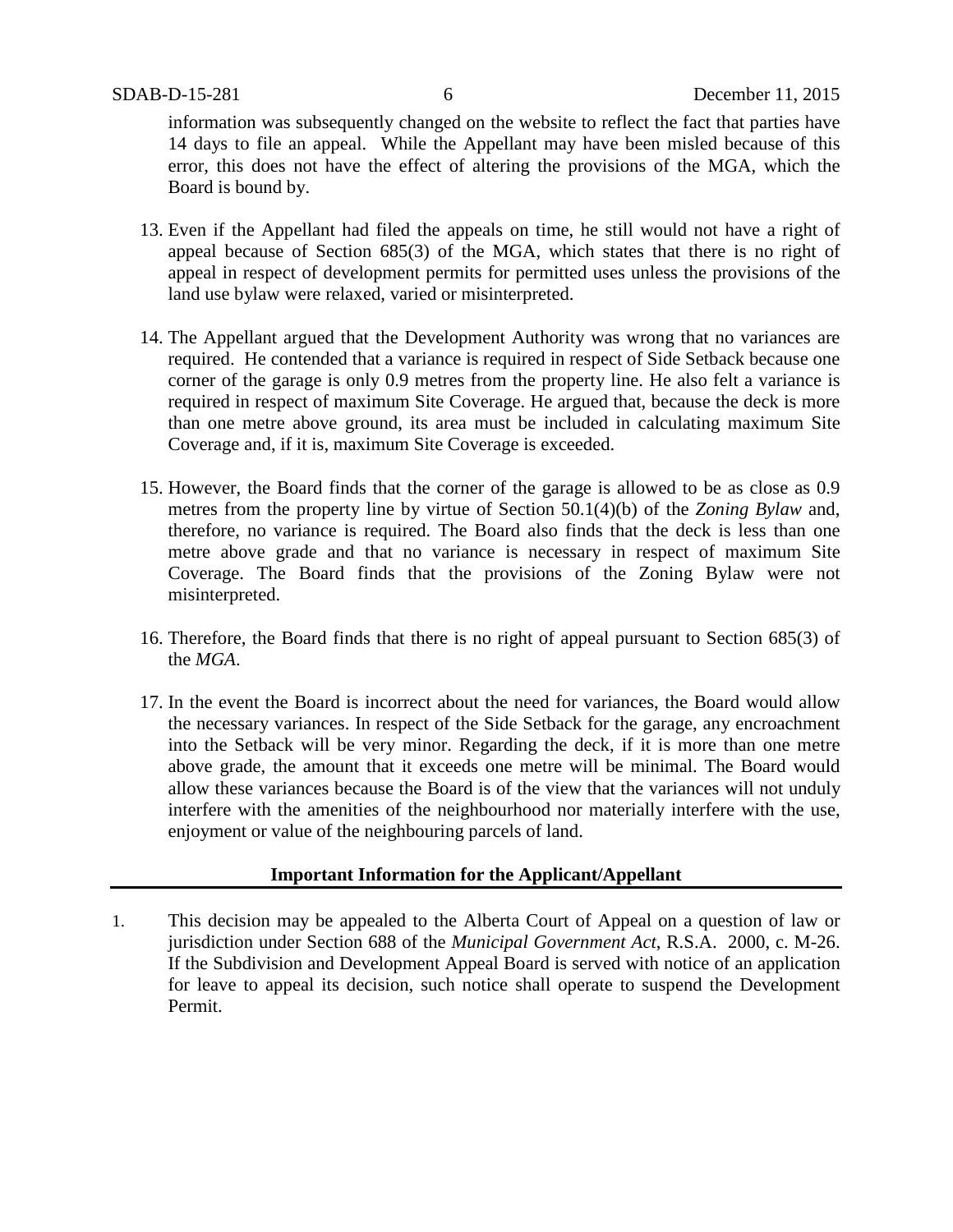information was subsequently changed on the website to reflect the fact that parties have 14 days to file an appeal. While the Appellant may have been misled because of this error, this does not have the effect of altering the provisions of the MGA, which the Board is bound by.

13. Even if the Appellant had filed the appeals on time, he still would not have a right of appeal because of Section 685(3) of the MGA, which states that there is no right of appeal in respect of development permits for permitted uses unless the provisions of the land use bylaw were relaxed, varied or misinterpreted.

14. The Appellant argued that the Development Authority was wrong that no variances are required. He contended that a variance is required in respect of Side Setback because one corner of the garage is only 0.9 metres from the property line. He also felt a variance is required in respect of maximum Site Coverage. He argued that, because the deck is more than one metre above ground, its area must be included in calculating maximum Site Coverage and, if it is, maximum Site Coverage is exceeded.

15. However, the Board finds that the corner of the garage is allowed to be as close as 0.9 metres from the property line by virtue of Section 50.1(4)(b) of the *Zoning Bylaw* and, therefore, no variance is required. The Board also finds that the deck is less than one metre above grade and that no variance is necessary in respect of maximum Site Coverage. The Board finds that the provisions of the Zoning Bylaw were not misinterpreted.

16. Therefore, the Board finds that there is no right of appeal pursuant to Section 685(3) of the *MGA*.

17. In the event the Board is incorrect about the need for variances, the Board would allow the necessary variances. In respect of the Side Setback for the garage, any encroachment into the Setback will be very minor. Regarding the deck, if it is more than one metre above grade, the amount that it exceeds one metre will be minimal. The Board would allow these variances because the Board is of the view that the variances will not unduly interfere with the amenities of the neighbourhood nor materially interfere with the use, enjoyment or value of the neighbouring parcels of land.

## Important Information for the Applicant/Appellant

1. This decision may be appealed to the Alberta Court of Appeal on a question of law or jurisdiction under Section 688 of the *Municipal Government Act*, R.S.A. 2000, c. M-26. If the Subdivision and Development Appeal Board is served with notice of an application for leave to appeal its decision, such notice shall operate to suspend the Development Permit.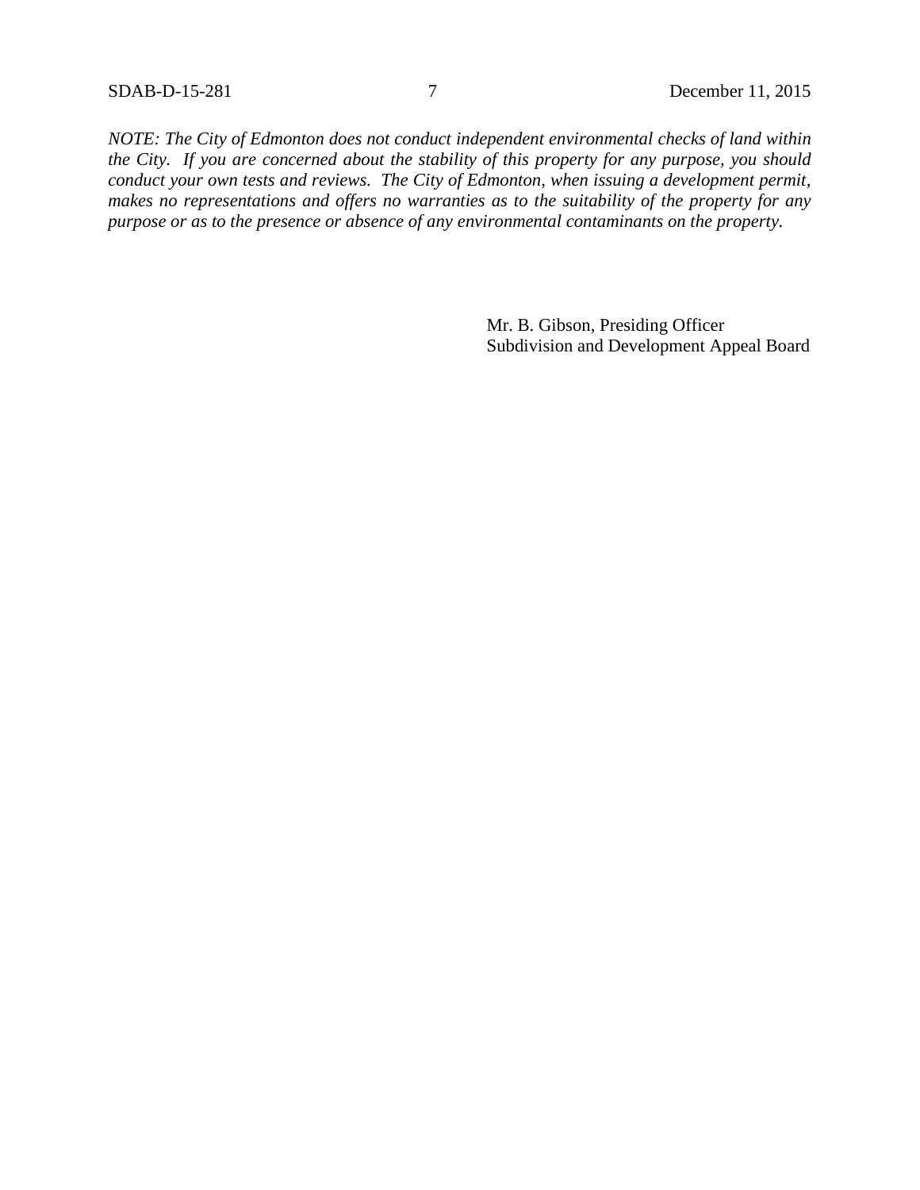*NOTE: The City of Edmonton does not conduct independent environmental checks of land within the City. If you are concerned about the stability of this property for any purpose, you should conduct your own tests and reviews. The City of Edmonton, when issuing a development permit, makes no representations and offers no warranties as to the suitability of the property for any purpose or as to the presence or absence of any environmental contaminants on the property.*

Mr. B. Gibson, Presiding Officer
Subdivision and Development Appeal Board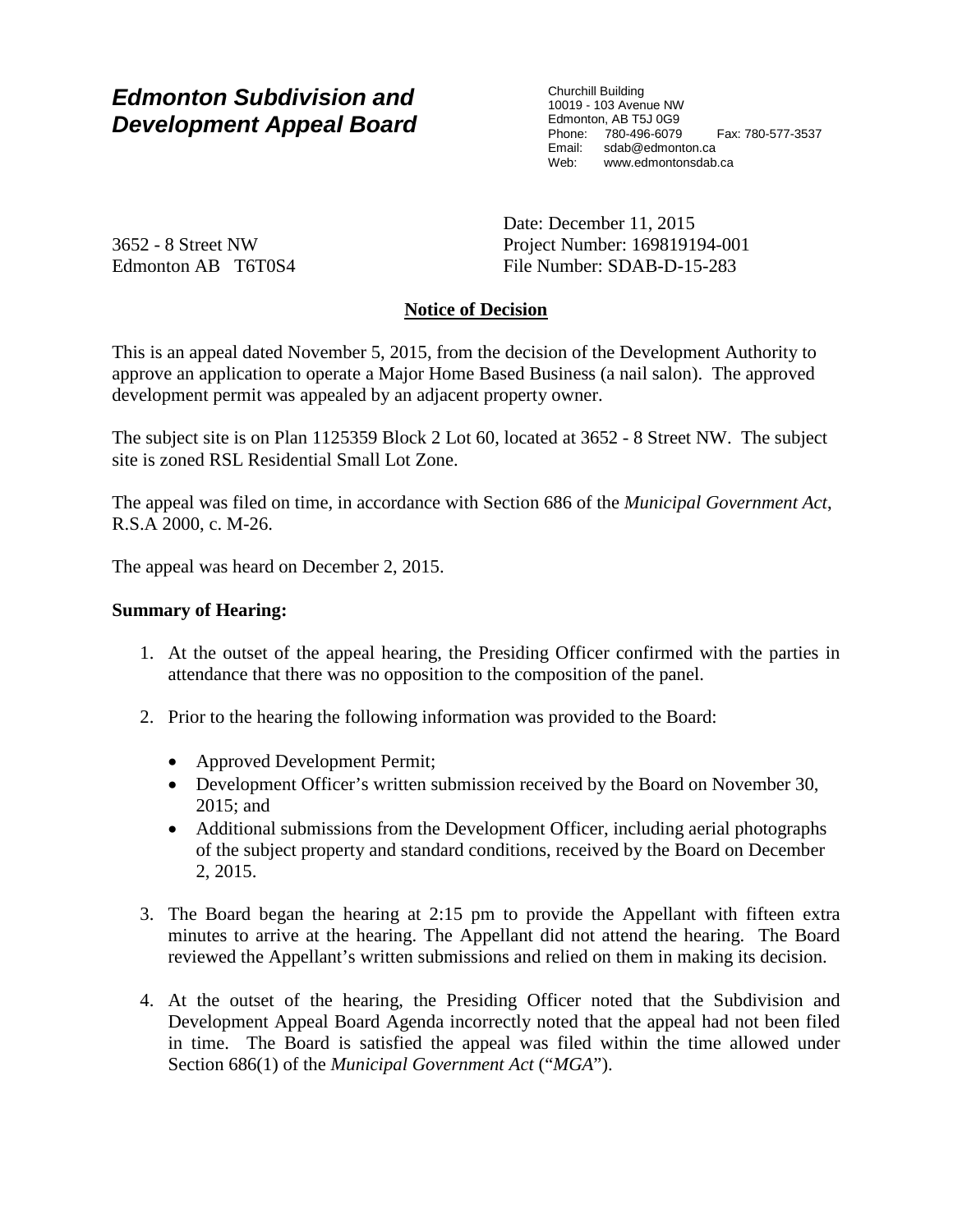# *Edmonton Subdivision and Development Appeal Board*

Churchill Building
10019 - 103 Avenue NW
Edmonton, AB T5J 0G9
Phone: 780-496-6079 Fax: 780-577-3537
Email: sdab@edmonton.ca
Web: www.edmontonsdab.ca

3652 - 8 Street NW
Edmonton AB T6T0S4

Date: December 11, 2015
Project Number: 169819194-001
File Number: SDAB-D-15-283

**Notice of Decision**

This is an appeal dated November 5, 2015, from the decision of the Development Authority to approve an application to operate a Major Home Based Business (a nail salon). The approved development permit was appealed by an adjacent property owner.

The subject site is on Plan 1125359 Block 2 Lot 60, located at 3652 - 8 Street NW. The subject site is zoned RSL Residential Small Lot Zone.

The appeal was filed on time, in accordance with Section 686 of the *Municipal Government Act*, R.S.A 2000, c. M-26.

The appeal was heard on December 2, 2015.

**Summary of Hearing:**

1. At the outset of the appeal hearing, the Presiding Officer confirmed with the parties in attendance that there was no opposition to the composition of the panel.

2. Prior to the hearing the following information was provided to the Board:

   - Approved Development Permit;
   - Development Officer's written submission received by the Board on November 30, 2015; and
   - Additional submissions from the Development Officer, including aerial photographs of the subject property and standard conditions, received by the Board on December 2, 2015.

3. The Board began the hearing at 2:15 pm to provide the Appellant with fifteen extra minutes to arrive at the hearing. The Appellant did not attend the hearing. The Board reviewed the Appellant's written submissions and relied on them in making its decision.

4. At the outset of the hearing, the Presiding Officer noted that the Subdivision and Development Appeal Board Agenda incorrectly noted that the appeal had not been filed in time. The Board is satisfied the appeal was filed within the time allowed under Section 686(1) of the *Municipal Government Act* ("*MGA*").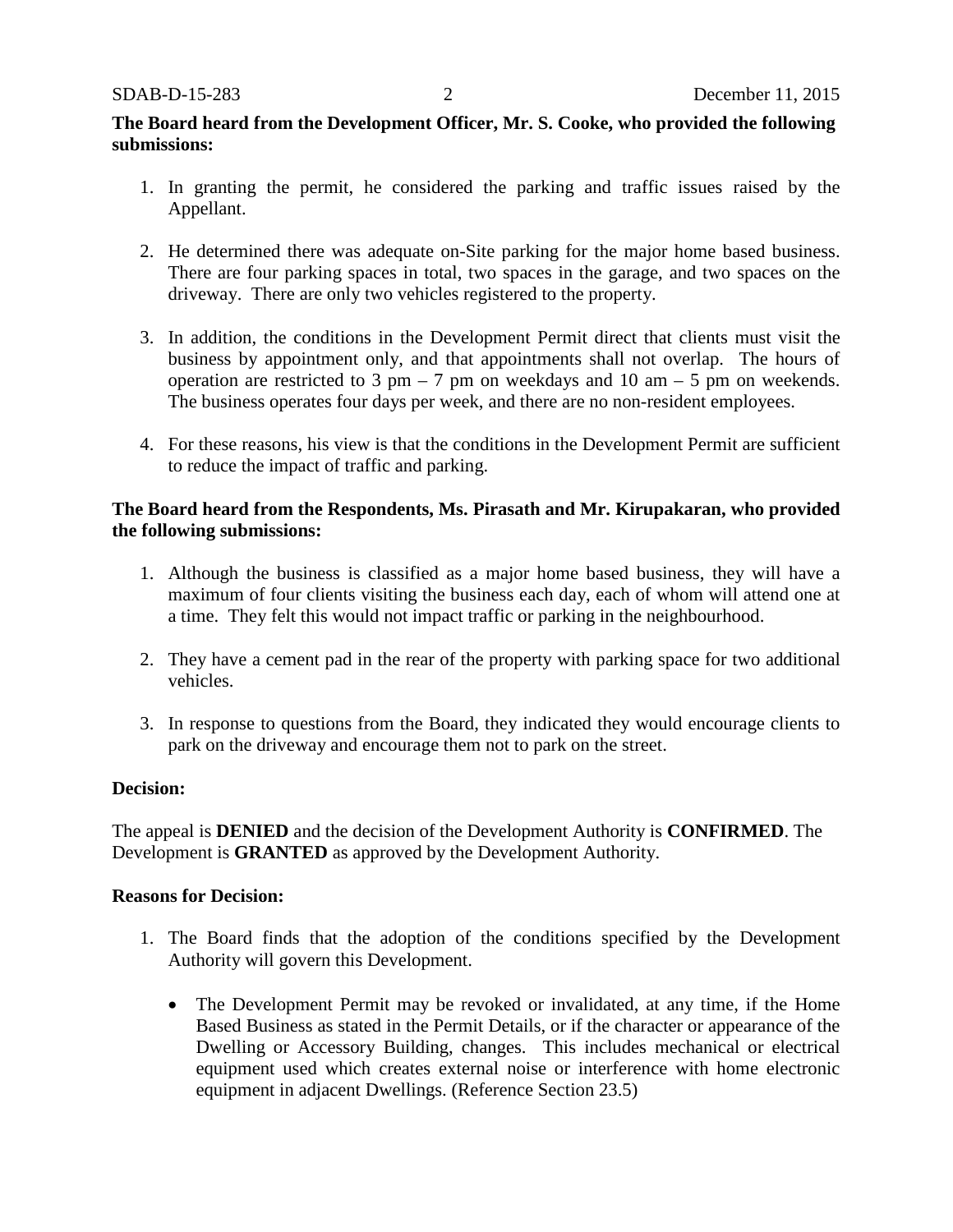**The Board heard from the Development Officer, Mr. S. Cooke, who provided the following submissions:**

1. In granting the permit, he considered the parking and traffic issues raised by the Appellant.

2. He determined there was adequate on-Site parking for the major home based business. There are four parking spaces in total, two spaces in the garage, and two spaces on the driveway. There are only two vehicles registered to the property.

3. In addition, the conditions in the Development Permit direct that clients must visit the business by appointment only, and that appointments shall not overlap. The hours of operation are restricted to 3 pm – 7 pm on weekdays and 10 am – 5 pm on weekends. The business operates four days per week, and there are no non-resident employees.

4. For these reasons, his view is that the conditions in the Development Permit are sufficient to reduce the impact of traffic and parking.

**The Board heard from the Respondents, Ms. Pirasath and Mr. Kirupakaran, who provided the following submissions:**

1. Although the business is classified as a major home based business, they will have a maximum of four clients visiting the business each day, each of whom will attend one at a time. They felt this would not impact traffic or parking in the neighbourhood.

2. They have a cement pad in the rear of the property with parking space for two additional vehicles.

3. In response to questions from the Board, they indicated they would encourage clients to park on the driveway and encourage them not to park on the street.

**Decision:**

The appeal is **DENIED** and the decision of the Development Authority is **CONFIRMED**. The Development is **GRANTED** as approved by the Development Authority.

**Reasons for Decision:**

1. The Board finds that the adoption of the conditions specified by the Development Authority will govern this Development.

    - The Development Permit may be revoked or invalidated, at any time, if the Home Based Business as stated in the Permit Details, or if the character or appearance of the Dwelling or Accessory Building, changes. This includes mechanical or electrical equipment used which creates external noise or interference with home electronic equipment in adjacent Dwellings. (Reference Section 23.5)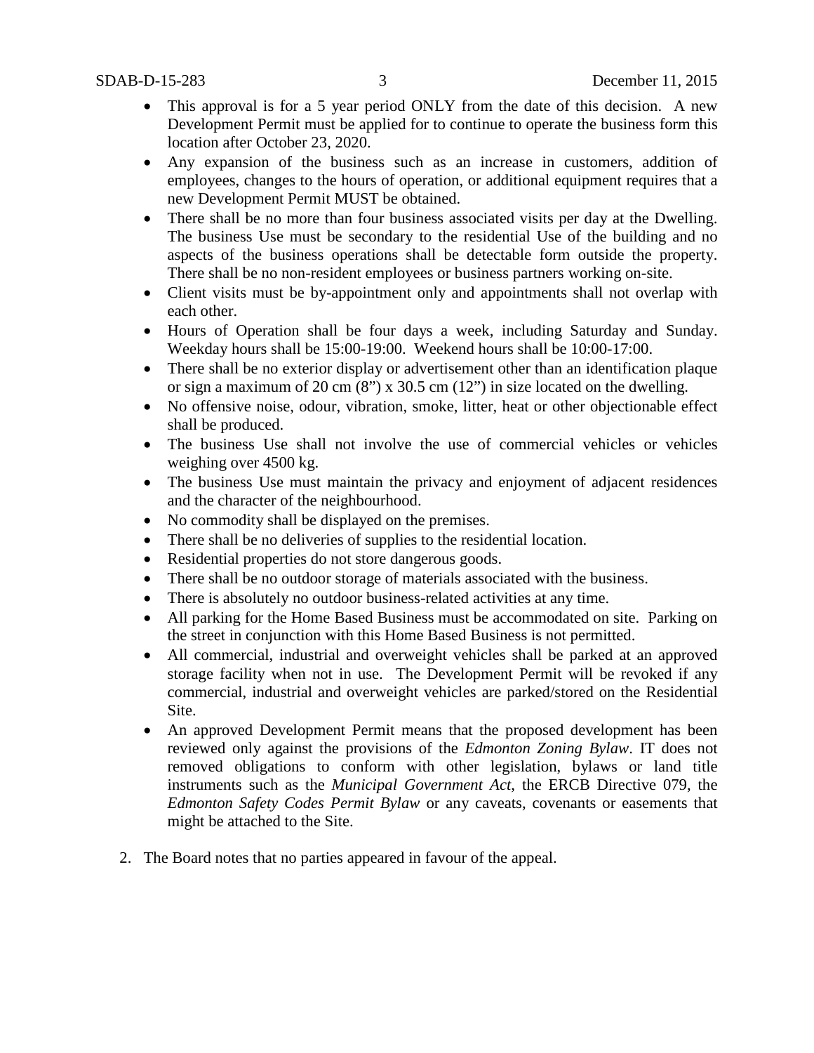- This approval is for a 5 year period ONLY from the date of this decision. A new Development Permit must be applied for to continue to operate the business form this location after October 23, 2020.
- Any expansion of the business such as an increase in customers, addition of employees, changes to the hours of operation, or additional equipment requires that a new Development Permit MUST be obtained.
- There shall be no more than four business associated visits per day at the Dwelling. The business Use must be secondary to the residential Use of the building and no aspects of the business operations shall be detectable form outside the property. There shall be no non-resident employees or business partners working on-site.
- Client visits must be by-appointment only and appointments shall not overlap with each other.
- Hours of Operation shall be four days a week, including Saturday and Sunday. Weekday hours shall be 15:00-19:00. Weekend hours shall be 10:00-17:00.
- There shall be no exterior display or advertisement other than an identification plaque or sign a maximum of 20 cm (8") x 30.5 cm (12") in size located on the dwelling.
- No offensive noise, odour, vibration, smoke, litter, heat or other objectionable effect shall be produced.
- The business Use shall not involve the use of commercial vehicles or vehicles weighing over 4500 kg.
- The business Use must maintain the privacy and enjoyment of adjacent residences and the character of the neighbourhood.
- No commodity shall be displayed on the premises.
- There shall be no deliveries of supplies to the residential location.
- Residential properties do not store dangerous goods.
- There shall be no outdoor storage of materials associated with the business.
- There is absolutely no outdoor business-related activities at any time.
- All parking for the Home Based Business must be accommodated on site. Parking on the street in conjunction with this Home Based Business is not permitted.
- All commercial, industrial and overweight vehicles shall be parked at an approved storage facility when not in use. The Development Permit will be revoked if any commercial, industrial and overweight vehicles are parked/stored on the Residential Site.
- An approved Development Permit means that the proposed development has been reviewed only against the provisions of the *Edmonton Zoning Bylaw*. IT does not removed obligations to conform with other legislation, bylaws or land title instruments such as the *Municipal Government Act*, the ERCB Directive 079, the *Edmonton Safety Codes Permit Bylaw* or any caveats, covenants or easements that might be attached to the Site.

2. The Board notes that no parties appeared in favour of the appeal.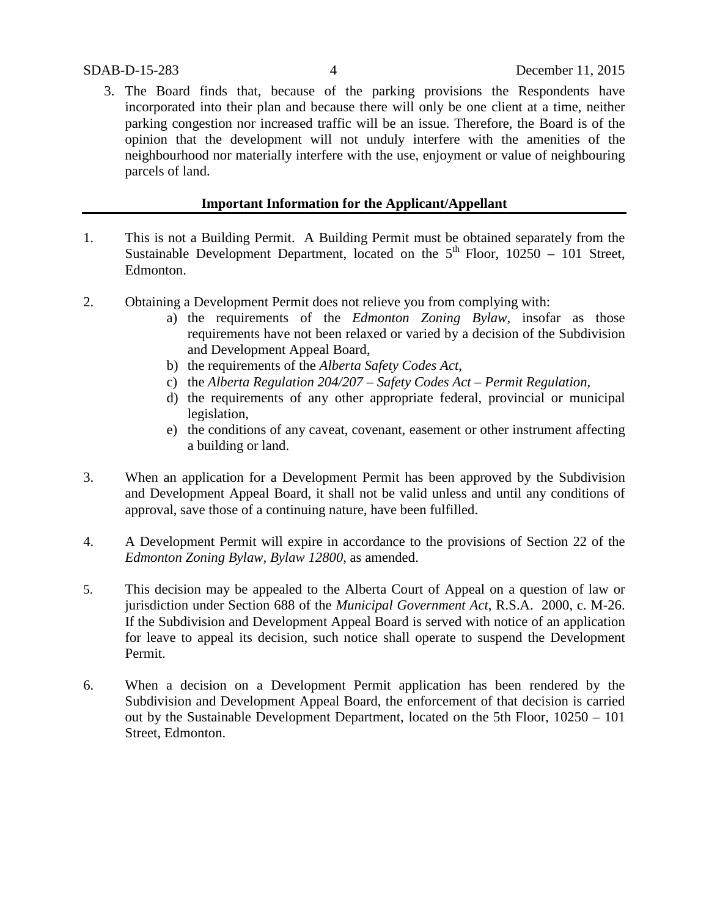3. The Board finds that, because of the parking provisions the Respondents have incorporated into their plan and because there will only be one client at a time, neither parking congestion nor increased traffic will be an issue. Therefore, the Board is of the opinion that the development will not unduly interfere with the amenities of the neighbourhood nor materially interfere with the use, enjoyment or value of neighbouring parcels of land.

## Important Information for the Applicant/Appellant

1. This is not a Building Permit. A Building Permit must be obtained separately from the Sustainable Development Department, located on the 5th Floor, 10250 – 101 Street, Edmonton.

2. Obtaining a Development Permit does not relieve you from complying with:
   a) the requirements of the *Edmonton Zoning Bylaw*, insofar as those requirements have not been relaxed or varied by a decision of the Subdivision and Development Appeal Board,
   b) the requirements of the *Alberta Safety Codes Act*,
   c) the *Alberta Regulation 204/207 – Safety Codes Act – Permit Regulation*,
   d) the requirements of any other appropriate federal, provincial or municipal legislation,
   e) the conditions of any caveat, covenant, easement or other instrument affecting a building or land.

3. When an application for a Development Permit has been approved by the Subdivision and Development Appeal Board, it shall not be valid unless and until any conditions of approval, save those of a continuing nature, have been fulfilled.

4. A Development Permit will expire in accordance to the provisions of Section 22 of the *Edmonton Zoning Bylaw, Bylaw 12800*, as amended.

5. This decision may be appealed to the Alberta Court of Appeal on a question of law or jurisdiction under Section 688 of the *Municipal Government Act*, R.S.A. 2000, c. M-26. If the Subdivision and Development Appeal Board is served with notice of an application for leave to appeal its decision, such notice shall operate to suspend the Development Permit.

6. When a decision on a Development Permit application has been rendered by the Subdivision and Development Appeal Board, the enforcement of that decision is carried out by the Sustainable Development Department, located on the 5th Floor, 10250 – 101 Street, Edmonton.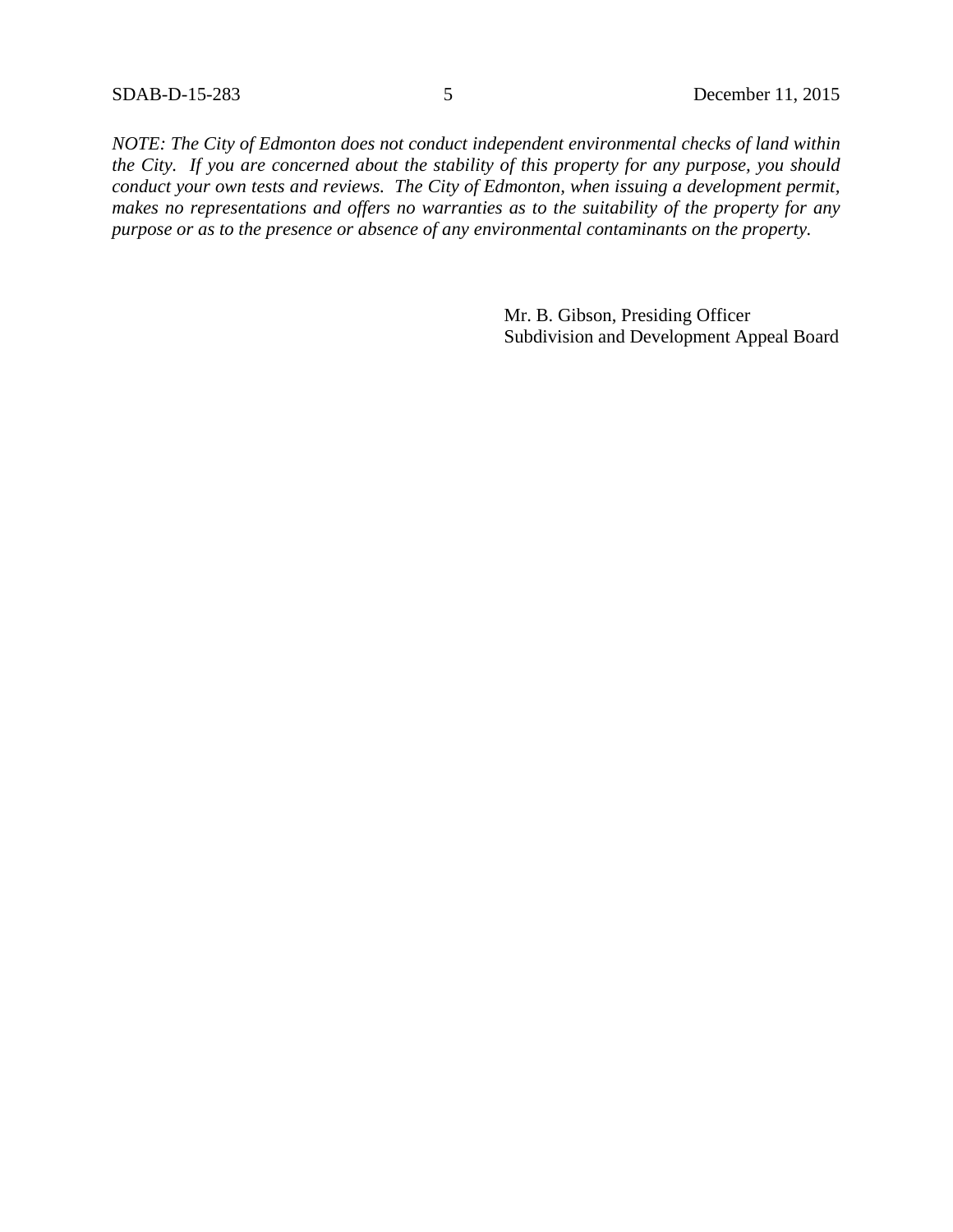*NOTE: The City of Edmonton does not conduct independent environmental checks of land within the City. If you are concerned about the stability of this property for any purpose, you should conduct your own tests and reviews. The City of Edmonton, when issuing a development permit, makes no representations and offers no warranties as to the suitability of the property for any purpose or as to the presence or absence of any environmental contaminants on the property.*

Mr. B. Gibson, Presiding Officer
Subdivision and Development Appeal Board